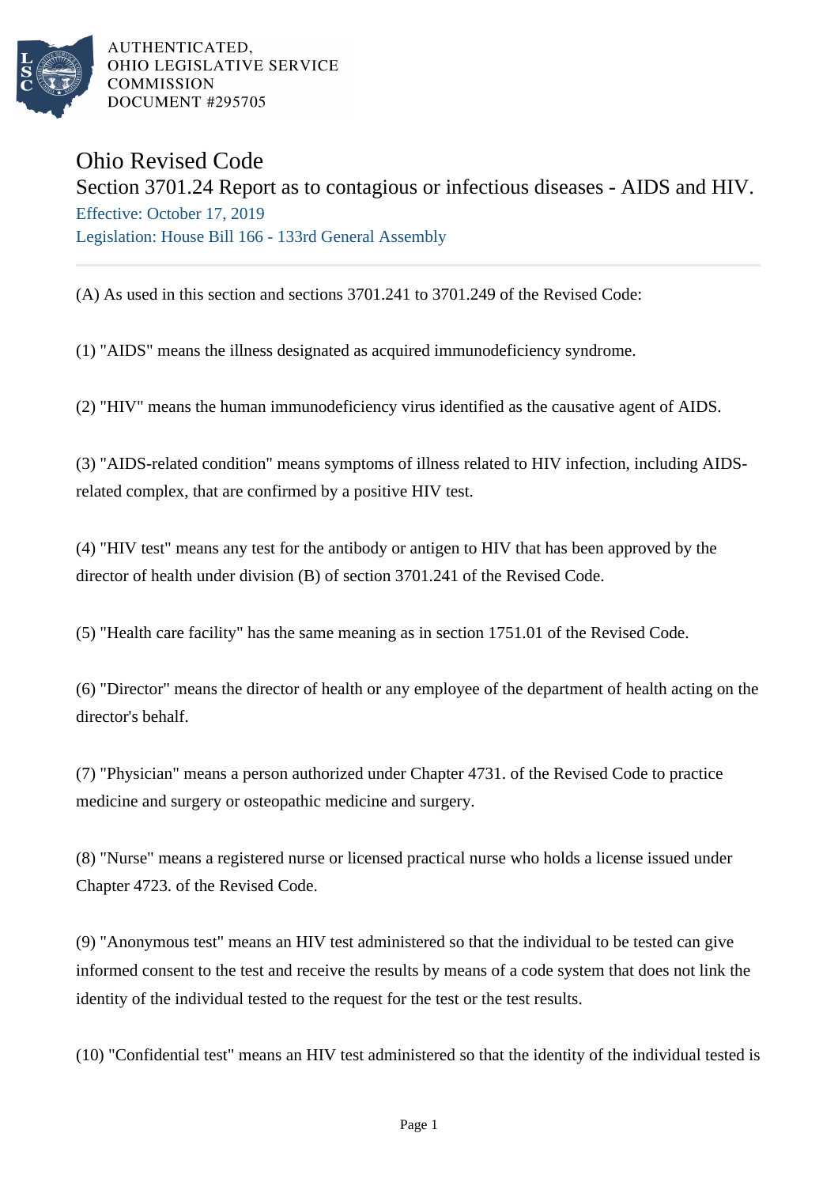AUTHENTICATED,
OHIO LEGISLATIVE SERVICE
COMMISSION
DOCUMENT #295705

# Ohio Revised Code

## Section 3701.24 Report as to contagious or infectious diseases - AIDS and HIV.

Effective: October 17, 2019

Legislation: House Bill 166 - 133rd General Assembly

(A) As used in this section and sections 3701.241 to 3701.249 of the Revised Code:

(1) "AIDS" means the illness designated as acquired immunodeficiency syndrome.

(2) "HIV" means the human immunodeficiency virus identified as the causative agent of AIDS.

(3) "AIDS-related condition" means symptoms of illness related to HIV infection, including AIDS-related complex, that are confirmed by a positive HIV test.

(4) "HIV test" means any test for the antibody or antigen to HIV that has been approved by the director of health under division (B) of section 3701.241 of the Revised Code.

(5) "Health care facility" has the same meaning as in section 1751.01 of the Revised Code.

(6) "Director" means the director of health or any employee of the department of health acting on the director's behalf.

(7) "Physician" means a person authorized under Chapter 4731. of the Revised Code to practice medicine and surgery or osteopathic medicine and surgery.

(8) "Nurse" means a registered nurse or licensed practical nurse who holds a license issued under Chapter 4723. of the Revised Code.

(9) "Anonymous test" means an HIV test administered so that the individual to be tested can give informed consent to the test and receive the results by means of a code system that does not link the identity of the individual tested to the request for the test or the test results.

(10) "Confidential test" means an HIV test administered so that the identity of the individual tested is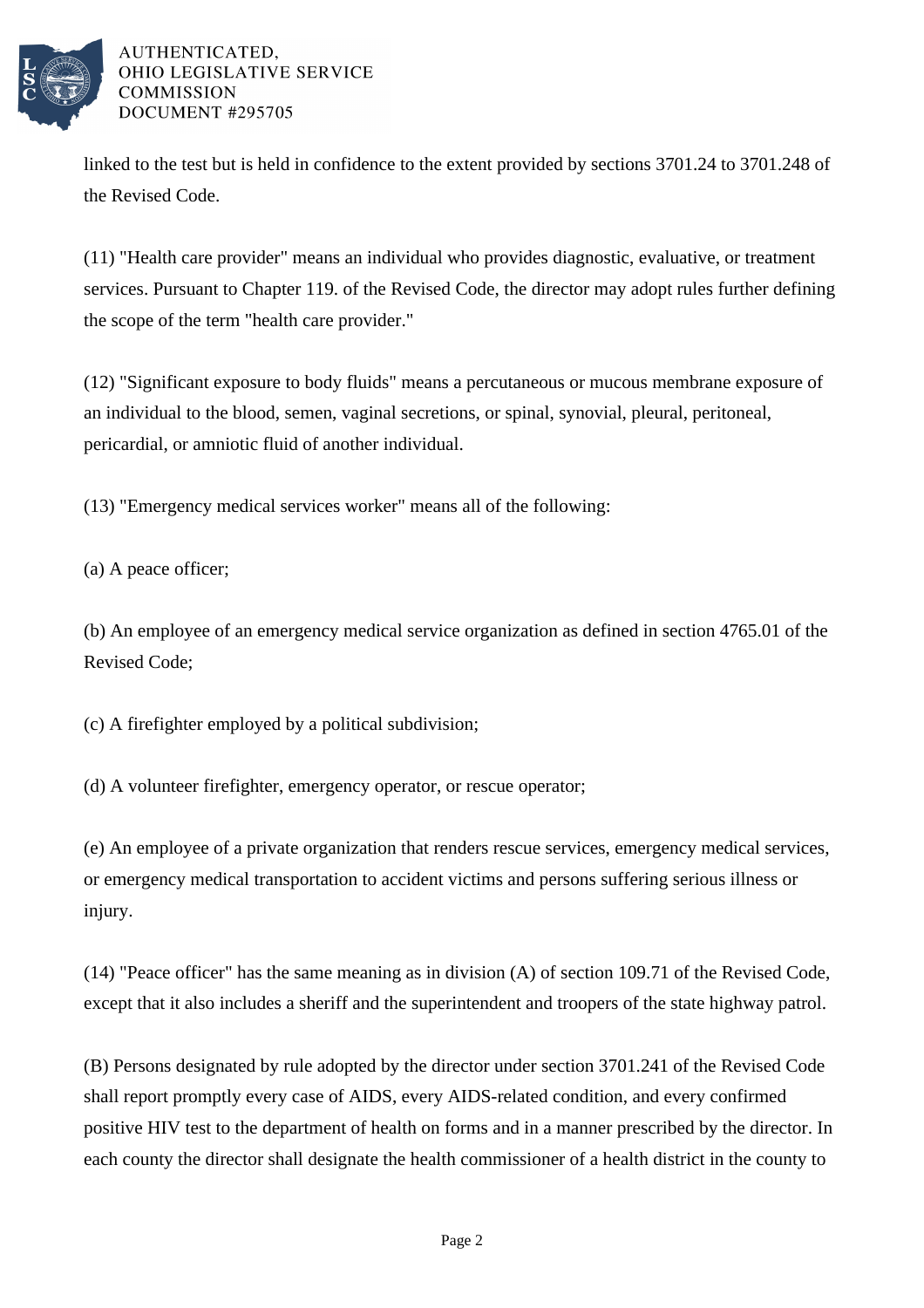linked to the test but is held in confidence to the extent provided by sections 3701.24 to 3701.248 of the Revised Code.

(11) "Health care provider" means an individual who provides diagnostic, evaluative, or treatment services. Pursuant to Chapter 119. of the Revised Code, the director may adopt rules further defining the scope of the term "health care provider."

(12) "Significant exposure to body fluids" means a percutaneous or mucous membrane exposure of an individual to the blood, semen, vaginal secretions, or spinal, synovial, pleural, peritoneal, pericardial, or amniotic fluid of another individual.

(13) "Emergency medical services worker" means all of the following:

(a) A peace officer;

(b) An employee of an emergency medical service organization as defined in section 4765.01 of the Revised Code;

(c) A firefighter employed by a political subdivision;

(d) A volunteer firefighter, emergency operator, or rescue operator;

(e) An employee of a private organization that renders rescue services, emergency medical services, or emergency medical transportation to accident victims and persons suffering serious illness or injury.

(14) "Peace officer" has the same meaning as in division (A) of section 109.71 of the Revised Code, except that it also includes a sheriff and the superintendent and troopers of the state highway patrol.

(B) Persons designated by rule adopted by the director under section 3701.241 of the Revised Code shall report promptly every case of AIDS, every AIDS-related condition, and every confirmed positive HIV test to the department of health on forms and in a manner prescribed by the director. In each county the director shall designate the health commissioner of a health district in the county to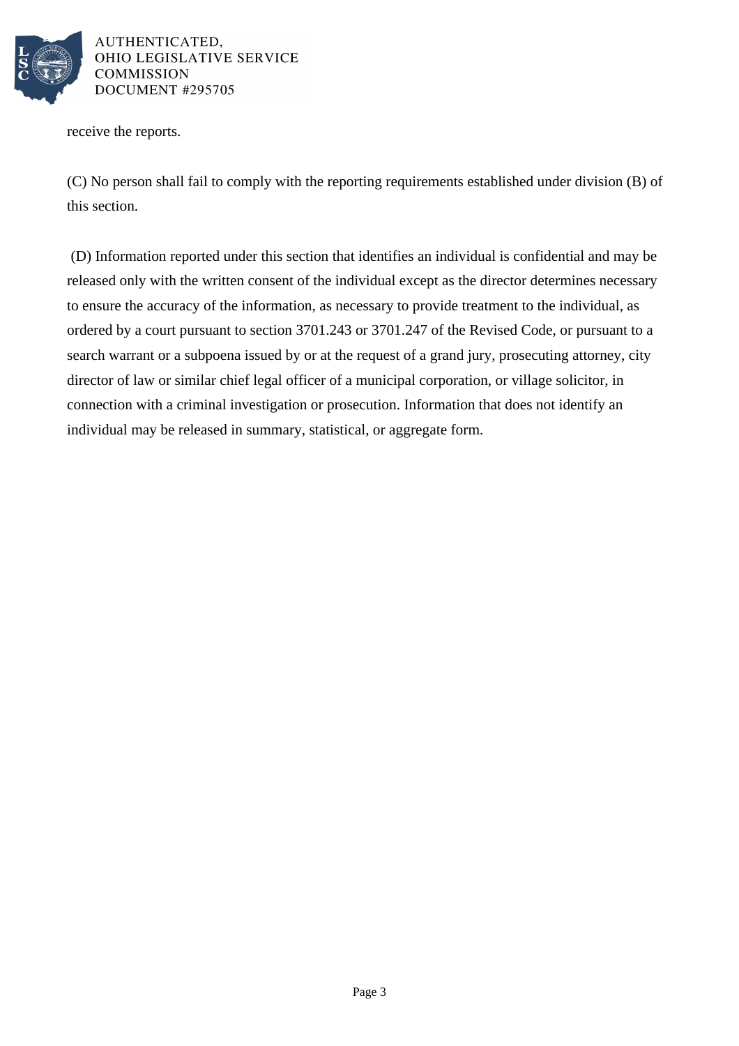receive the reports.

(C) No person shall fail to comply with the reporting requirements established under division (B) of this section.

(D) Information reported under this section that identifies an individual is confidential and may be released only with the written consent of the individual except as the director determines necessary to ensure the accuracy of the information, as necessary to provide treatment to the individual, as ordered by a court pursuant to section 3701.243 or 3701.247 of the Revised Code, or pursuant to a search warrant or a subpoena issued by or at the request of a grand jury, prosecuting attorney, city director of law or similar chief legal officer of a municipal corporation, or village solicitor, in connection with a criminal investigation or prosecution. Information that does not identify an individual may be released in summary, statistical, or aggregate form.